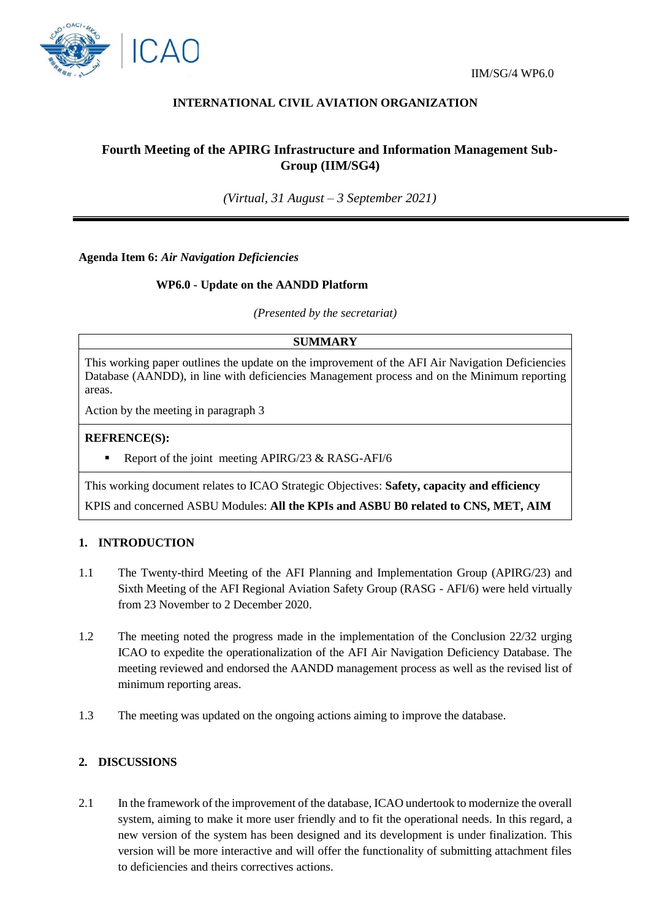IIM/SG/4 WP6.0

**INTERNATIONAL CIVIL AVIATION ORGANIZATION**

# Fourth Meeting of the APIRG Infrastructure and Information Management Sub-Group (IIM/SG4)

*(Virtual, 31 August – 3 September 2021)*

---

**Agenda Item 6:** ***Air Navigation Deficiencies***

**WP6.0 - Update on the AANDD Platform**

*(Presented by the secretariat)*

| **SUMMARY** |
|---|
| This working paper outlines the update on the improvement of the AFI Air Navigation Deficiencies Database (AANDD), in line with deficiencies Management process and on the Minimum reporting areas.<br><br>Action by the meeting in paragraph 3 |
| **REFRENCE(S):**<br>▪ Report of the joint meeting APIRG/23 & RASG-AFI/6 |
| This working document relates to ICAO Strategic Objectives: **Safety, capacity and efficiency**<br>KPIS and concerned ASBU Modules: **All the KPIs and ASBU B0 related to CNS, MET, AIM** |

## 1. INTRODUCTION

1.1 The Twenty-third Meeting of the AFI Planning and Implementation Group (APIRG/23) and Sixth Meeting of the AFI Regional Aviation Safety Group (RASG - AFI/6) were held virtually from 23 November to 2 December 2020.

1.2 The meeting noted the progress made in the implementation of the Conclusion 22/32 urging ICAO to expedite the operationalization of the AFI Air Navigation Deficiency Database. The meeting reviewed and endorsed the AANDD management process as well as the revised list of minimum reporting areas.

1.3 The meeting was updated on the ongoing actions aiming to improve the database.

## 2. DISCUSSIONS

2.1 In the framework of the improvement of the database, ICAO undertook to modernize the overall system, aiming to make it more user friendly and to fit the operational needs. In this regard, a new version of the system has been designed and its development is under finalization. This version will be more interactive and will offer the functionality of submitting attachment files to deficiencies and theirs correctives actions.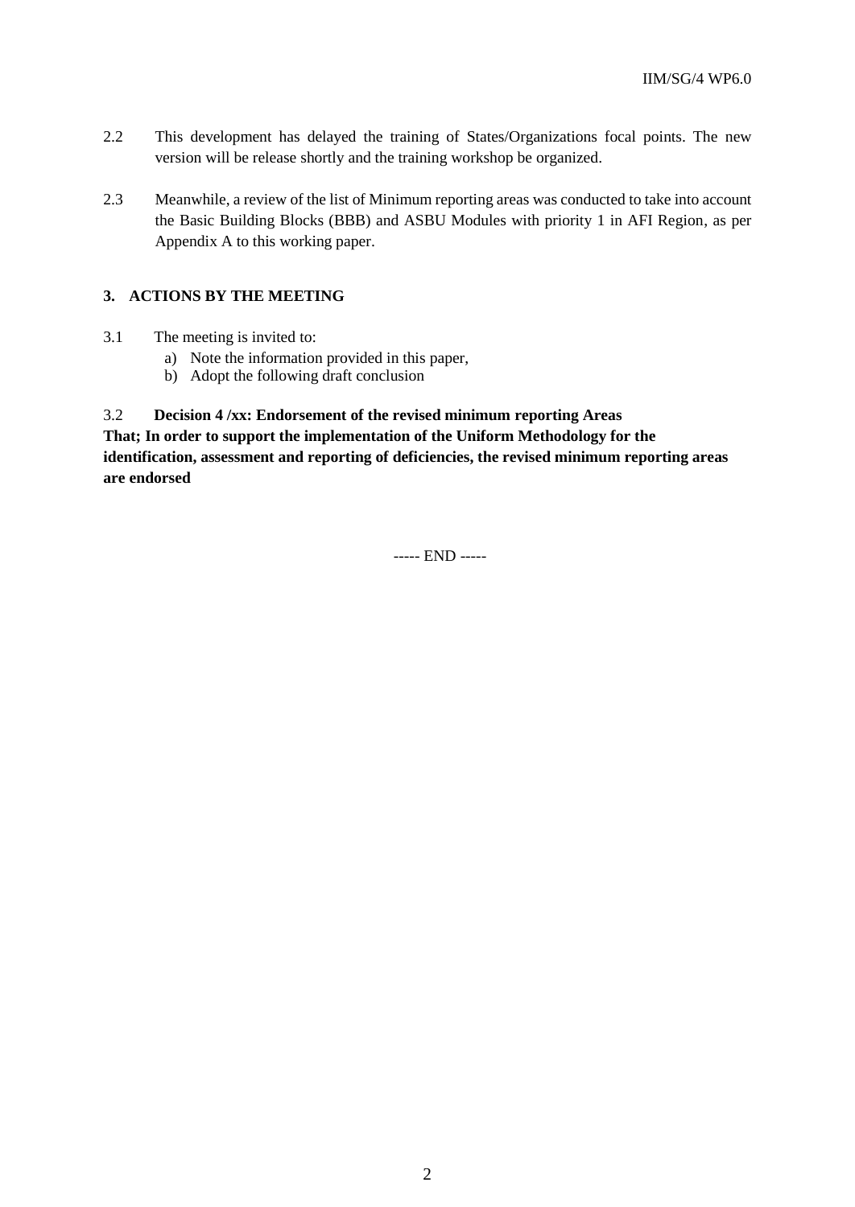2.2 This development has delayed the training of States/Organizations focal points. The new version will be release shortly and the training workshop be organized.

2.3 Meanwhile, a review of the list of Minimum reporting areas was conducted to take into account the Basic Building Blocks (BBB) and ASBU Modules with priority 1 in AFI Region, as per Appendix A to this working paper.

## 3. ACTIONS BY THE MEETING

3.1 The meeting is invited to:

a) Note the information provided in this paper,
b) Adopt the following draft conclusion

3.2 **Decision 4 /xx: Endorsement of the revised minimum reporting Areas**
**That; In order to support the implementation of the Uniform Methodology for the identification, assessment and reporting of deficiencies, the revised minimum reporting areas are endorsed**

----- END -----